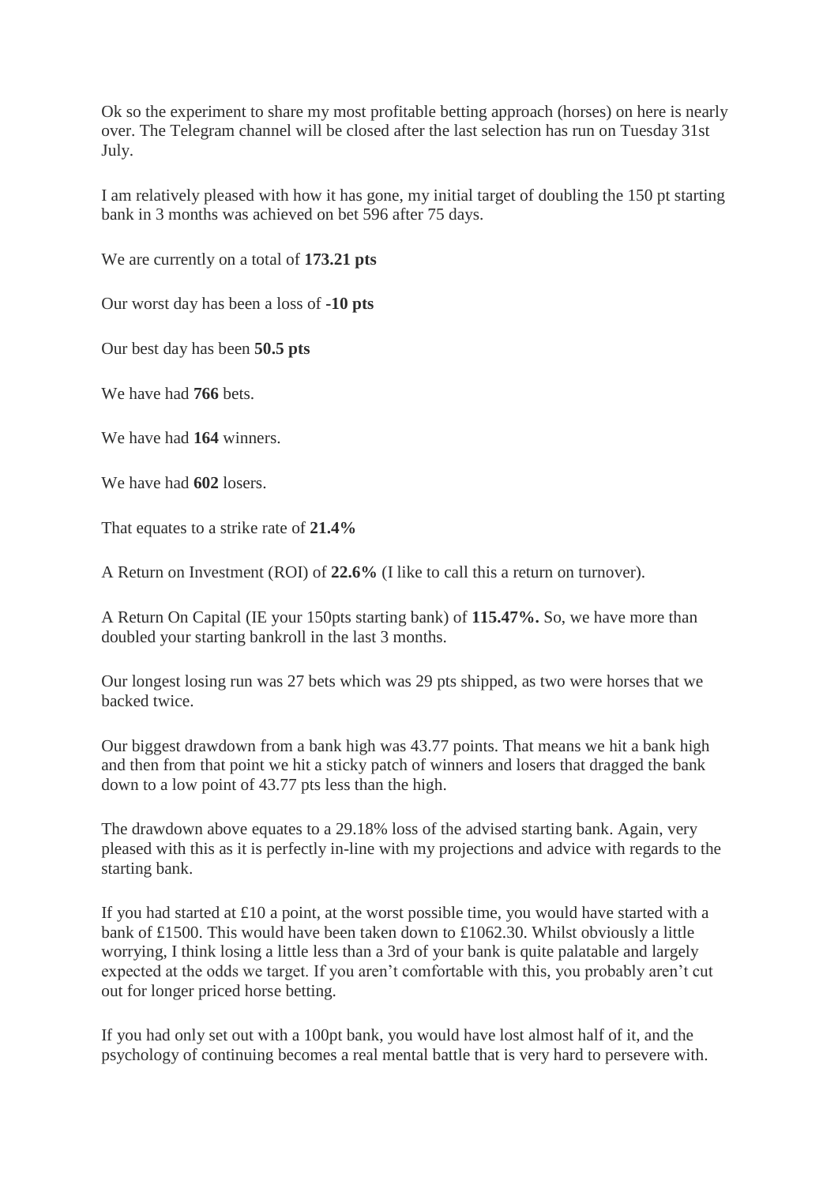Ok so the experiment to share my most profitable betting approach (horses) on here is nearly over. The Telegram channel will be closed after the last selection has run on Tuesday 31st July.

I am relatively pleased with how it has gone, my initial target of doubling the 150 pt starting bank in 3 months was achieved on bet 596 after 75 days.

We are currently on a total of **173.21 pts**

Our worst day has been a loss of **-10 pts**

Our best day has been **50.5 pts**

We have had **766** bets.

We have had **164** winners.

We have had **602** losers.

That equates to a strike rate of **21.4%**

A Return on Investment (ROI) of **22.6%** (I like to call this a return on turnover).

A Return On Capital (IE your 150pts starting bank) of **115.47%.** So, we have more than doubled your starting bankroll in the last 3 months.

Our longest losing run was 27 bets which was 29 pts shipped, as two were horses that we backed twice.

Our biggest drawdown from a bank high was 43.77 points. That means we hit a bank high and then from that point we hit a sticky patch of winners and losers that dragged the bank down to a low point of 43.77 pts less than the high.

The drawdown above equates to a 29.18% loss of the advised starting bank. Again, very pleased with this as it is perfectly in-line with my projections and advice with regards to the starting bank.

If you had started at £10 a point, at the worst possible time, you would have started with a bank of £1500. This would have been taken down to £1062.30. Whilst obviously a little worrying, I think losing a little less than a 3rd of your bank is quite palatable and largely expected at the odds we target. If you aren't comfortable with this, you probably aren't cut out for longer priced horse betting.

If you had only set out with a 100pt bank, you would have lost almost half of it, and the psychology of continuing becomes a real mental battle that is very hard to persevere with.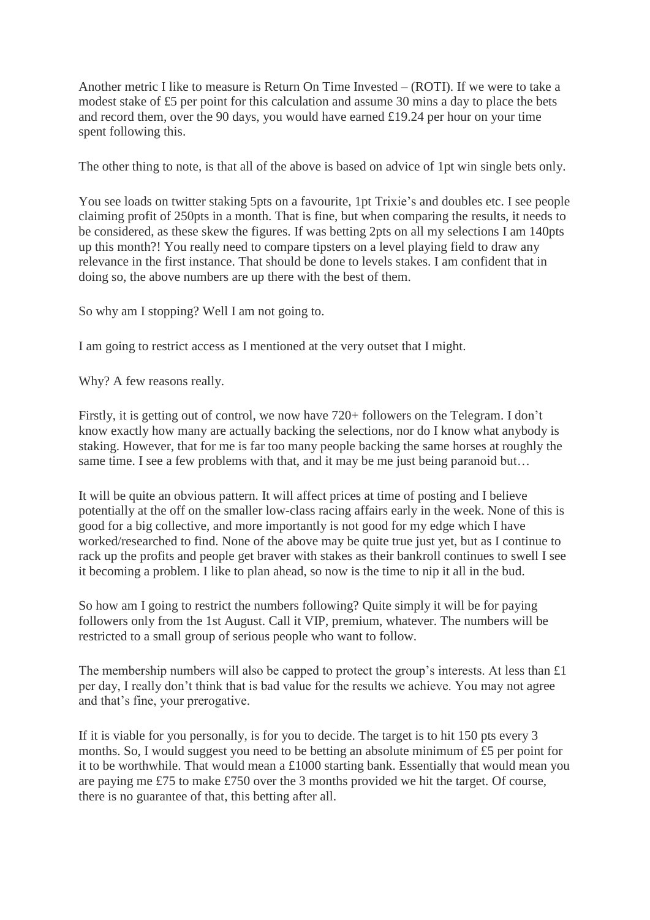Another metric I like to measure is Return On Time Invested – (ROTI). If we were to take a modest stake of £5 per point for this calculation and assume 30 mins a day to place the bets and record them, over the 90 days, you would have earned £19.24 per hour on your time spent following this.

The other thing to note, is that all of the above is based on advice of 1pt win single bets only.

You see loads on twitter staking 5pts on a favourite, 1pt Trixie's and doubles etc. I see people claiming profit of 250pts in a month. That is fine, but when comparing the results, it needs to be considered, as these skew the figures. If was betting 2pts on all my selections I am 140pts up this month?! You really need to compare tipsters on a level playing field to draw any relevance in the first instance. That should be done to levels stakes. I am confident that in doing so, the above numbers are up there with the best of them.

So why am I stopping? Well I am not going to.

I am going to restrict access as I mentioned at the very outset that I might.

Why? A few reasons really.

Firstly, it is getting out of control, we now have 720+ followers on the Telegram. I don't know exactly how many are actually backing the selections, nor do I know what anybody is staking. However, that for me is far too many people backing the same horses at roughly the same time. I see a few problems with that, and it may be me just being paranoid but…

It will be quite an obvious pattern. It will affect prices at time of posting and I believe potentially at the off on the smaller low-class racing affairs early in the week. None of this is good for a big collective, and more importantly is not good for my edge which I have worked/researched to find. None of the above may be quite true just yet, but as I continue to rack up the profits and people get braver with stakes as their bankroll continues to swell I see it becoming a problem. I like to plan ahead, so now is the time to nip it all in the bud.

So how am I going to restrict the numbers following? Quite simply it will be for paying followers only from the 1st August. Call it VIP, premium, whatever. The numbers will be restricted to a small group of serious people who want to follow.

The membership numbers will also be capped to protect the group's interests. At less than £1 per day, I really don't think that is bad value for the results we achieve. You may not agree and that's fine, your prerogative.

If it is viable for you personally, is for you to decide. The target is to hit 150 pts every 3 months. So, I would suggest you need to be betting an absolute minimum of £5 per point for it to be worthwhile. That would mean a £1000 starting bank. Essentially that would mean you are paying me £75 to make £750 over the 3 months provided we hit the target. Of course, there is no guarantee of that, this betting after all.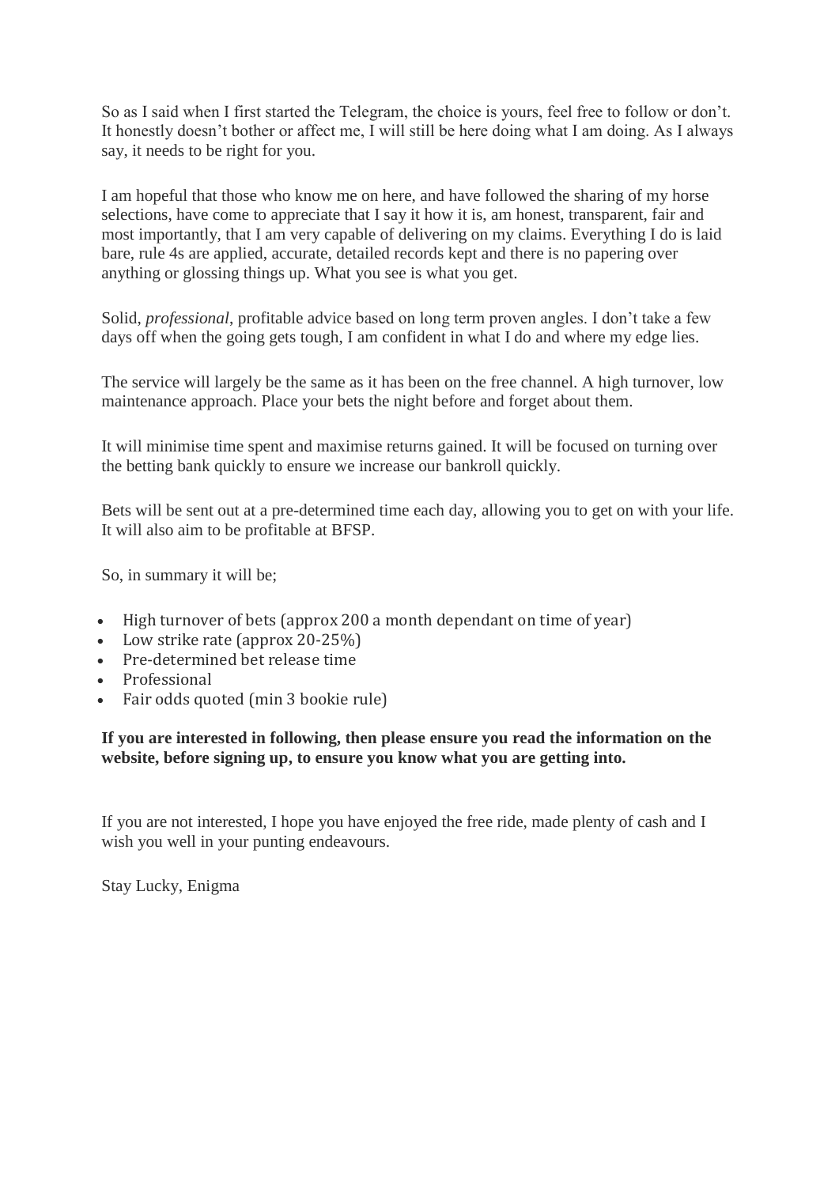So as I said when I first started the Telegram, the choice is yours, feel free to follow or don't. It honestly doesn't bother or affect me, I will still be here doing what I am doing. As I always say, it needs to be right for you.

I am hopeful that those who know me on here, and have followed the sharing of my horse selections, have come to appreciate that I say it how it is, am honest, transparent, fair and most importantly, that I am very capable of delivering on my claims. Everything I do is laid bare, rule 4s are applied, accurate, detailed records kept and there is no papering over anything or glossing things up. What you see is what you get.

Solid, *professional*, profitable advice based on long term proven angles. I don't take a few days off when the going gets tough, I am confident in what I do and where my edge lies.

The service will largely be the same as it has been on the free channel. A high turnover, low maintenance approach. Place your bets the night before and forget about them.

It will minimise time spent and maximise returns gained. It will be focused on turning over the betting bank quickly to ensure we increase our bankroll quickly.

Bets will be sent out at a pre-determined time each day, allowing you to get on with your life. It will also aim to be profitable at BFSP.

So, in summary it will be;

- High turnover of bets (approx 200 a month dependant on time of year)
- Low strike rate (approx 20-25%)
- Pre-determined bet release time
- Professional
- Fair odds quoted (min 3 bookie rule)

**If you are interested in following, then please ensure you read the information on the website, before signing up, to ensure you know what you are getting into.**

If you are not interested, I hope you have enjoyed the free ride, made plenty of cash and I wish you well in your punting endeavours.

Stay Lucky, Enigma